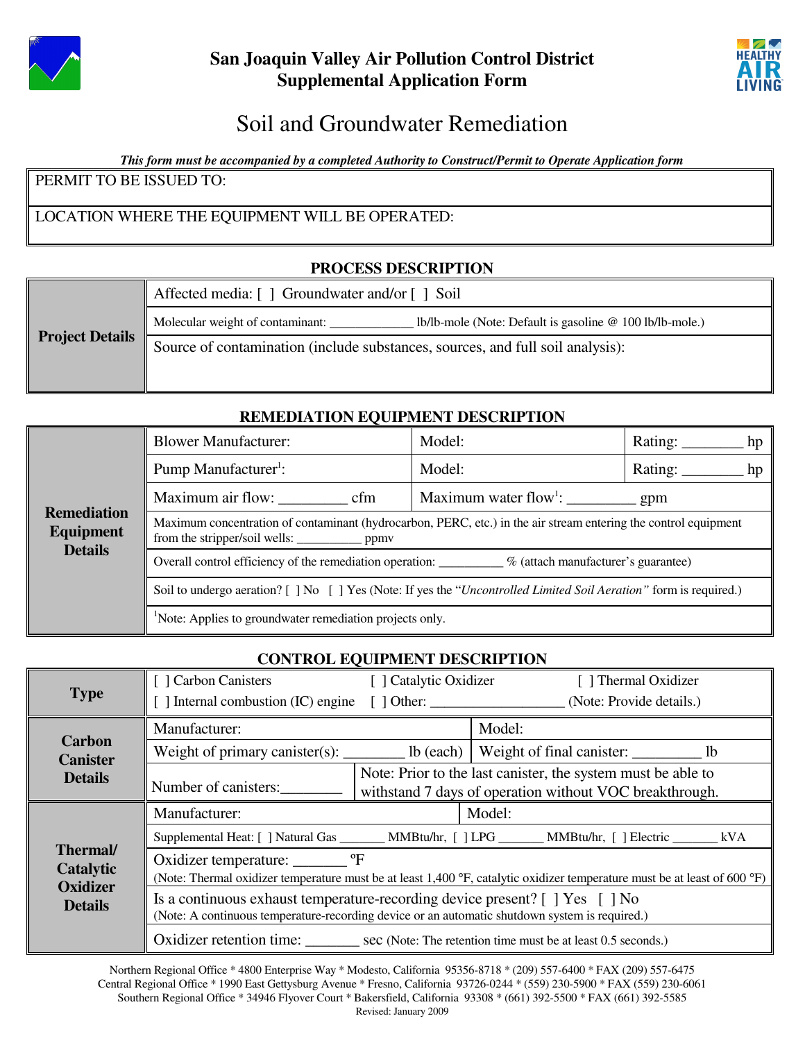# San Joaquin Valley Air Pollution Control District
## Supplemental Application Form

# Soil and Groundwater Remediation

***This form must be accompanied by a completed Authority to Construct/Permit to Operate Application form***

| PERMIT TO BE ISSUED TO: |
|---|
| LOCATION WHERE THE EQUIPMENT WILL BE OPERATED: |

## PROCESS DESCRIPTION

| | |
|---|---|
| **Project Details** | Affected media: [ ] Groundwater and/or [ ] Soil |
| | Molecular weight of contaminant: ____________ lb/lb-mole (Note: Default is gasoline @ 100 lb/lb-mole.) |
| | Source of contamination (include substances, sources, and full soil analysis): |

## REMEDIATION EQUIPMENT DESCRIPTION

| | | | |
|---|---|---|---|
| **Remediation Equipment Details** | Blower Manufacturer: | Model: | Rating: ________ hp |
| | Pump Manufacturer[1]: | Model: | Rating: ________ hp |
| | Maximum air flow: ________ cfm | Maximum water flow[1]: ________ gpm | |
| | Maximum concentration of contaminant (hydrocarbon, PERC, etc.) in the air stream entering the control equipment from the stripper/soil wells: _________ ppmv | | |
| | Overall control efficiency of the remediation operation: _________ % (attach manufacturer's guarantee) | | |
| | Soil to undergo aeration? [ ] No [ ] Yes (Note: If yes the "*Uncontrolled Limited Soil Aeration*" form is required.) | | |
| | [1]Note: Applies to groundwater remediation projects only. | | |

## CONTROL EQUIPMENT DESCRIPTION

| | | |
|---|---|---|
| **Type** | [ ] Carbon Canisters [ ] Catalytic Oxidizer [ ] Thermal Oxidizer<br>[ ] Internal combustion (IC) engine [ ] Other: __________________ (Note: Provide details.) | |
| **Carbon Canister Details** | Manufacturer: | Model: |
| | Weight of primary canister(s): ________ lb (each) | Weight of final canister: _________ lb |
| | Number of canisters:________ | Note: Prior to the last canister, the system must be able to withstand 7 days of operation without VOC breakthrough. |
| **Thermal/ Catalytic Oxidizer Details** | Manufacturer: | Model: |
| | Supplemental Heat: [ ] Natural Gas _______ MMBtu/hr, [ ] LPG _______ MMBtu/hr, [ ] Electric _______ kVA | |
| | Oxidizer temperature: _______ °F<br>(Note: Thermal oxidizer temperature must be at least 1,400 °F, catalytic oxidizer temperature must be at least of 600 °F) | |
| | Is a continuous exhaust temperature-recording device present? [ ] Yes [ ] No<br>(Note: A continuous temperature-recording device or an automatic shutdown system is required.) | |
| | Oxidizer retention time: _______ sec (Note: The retention time must be at least 0.5 seconds.) | |

Northern Regional Office * 4800 Enterprise Way * Modesto, California 95356-8718 * (209) 557-6400 * FAX (209) 557-6475
Central Regional Office * 1990 East Gettysburg Avenue * Fresno, California 93726-0244 * (559) 230-5900 * FAX (559) 230-6061
Southern Regional Office * 34946 Flyover Court * Bakersfield, California 93308 * (661) 392-5500 * FAX (661) 392-5585
Revised: January 2009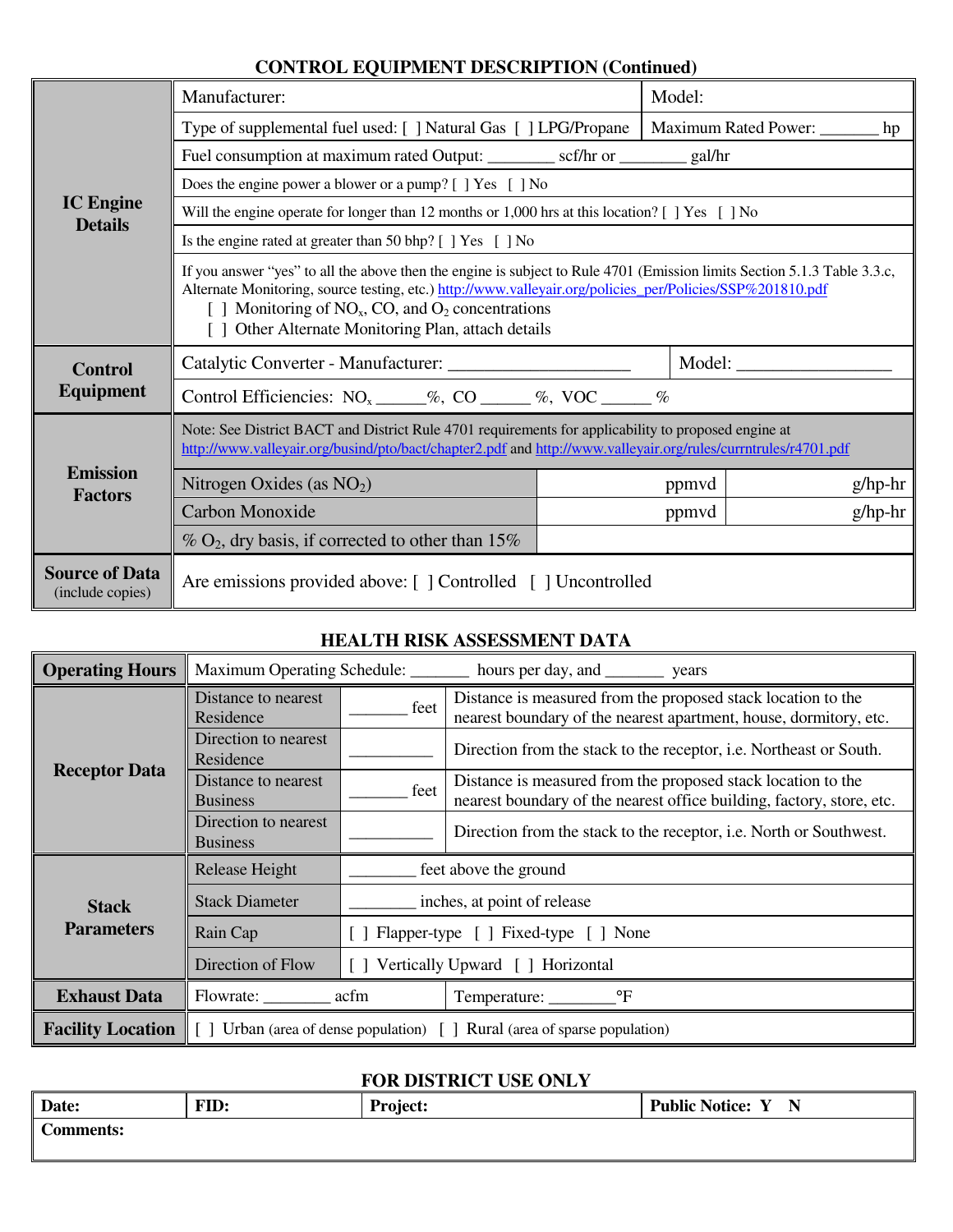## CONTROL EQUIPMENT DESCRIPTION (Continued)

| | | | |
|---|---|---|---|
| **IC Engine Details** | Manufacturer: | | Model: |
| | Type of supplemental fuel used: [ ] Natural Gas [ ] LPG/Propane | | Maximum Rated Power: _______ hp |
| | Fuel consumption at maximum rated Output: ________ scf/hr or ________ gal/hr | | |
| | Does the engine power a blower or a pump? [ ] Yes [ ] No | | |
| | Will the engine operate for longer than 12 months or 1,000 hrs at this location? [ ] Yes [ ] No | | |
| | Is the engine rated at greater than 50 bhp? [ ] Yes [ ] No | | |
| | If you answer "yes" to all the above then the engine is subject to Rule 4701 (Emission limits Section 5.1.3 Table 3.3.c, Alternate Monitoring, source testing, etc.) http://www.valleyair.org/policies_per/Policies/SSP%201810.pdf<br>[ ] Monitoring of $NO_x$, CO, and $O_2$ concentrations<br>[ ] Other Alternate Monitoring Plan, attach details | | |
| **Control Equipment** | Catalytic Converter - Manufacturer: ____________________ | | Model: ________________ |
| | Control Efficiencies: $NO_x$ ______%, CO ______ %, VOC ______ % | | |
| **Emission Factors** | Note: See District BACT and District Rule 4701 requirements for applicability to proposed engine at http://www.valleyair.org/busind/pto/bact/chapter2.pdf and http://www.valleyair.org/rules/currntrules/r4701.pdf | | |
| | Nitrogen Oxides (as $NO_2$) | ppmvd | g/hp-hr |
| | Carbon Monoxide | ppmvd | g/hp-hr |
| | % $O_2$, dry basis, if corrected to other than 15% | | |
| **Source of Data** (include copies) | Are emissions provided above: [ ] Controlled [ ] Uncontrolled | | |

## HEALTH RISK ASSESSMENT DATA

| | | | |
|---|---|---|---|
| **Operating Hours** | Maximum Operating Schedule: _______ hours per day, and _______ years | | |
| **Receptor Data** | Distance to nearest Residence | _______ feet | Distance is measured from the proposed stack location to the nearest boundary of the nearest apartment, house, dormitory, etc. |
| | Direction to nearest Residence | __________ | Direction from the stack to the receptor, i.e. Northeast or South. |
| | Distance to nearest Business | _______ feet | Distance is measured from the proposed stack location to the nearest boundary of the nearest office building, factory, store, etc. |
| | Direction to nearest Business | __________ | Direction from the stack to the receptor, i.e. North or Southwest. |
| **Stack Parameters** | Release Height | ________ feet above the ground | |
| | Stack Diameter | ________ inches, at point of release | |
| | Rain Cap | [ ] Flapper-type [ ] Fixed-type [ ] None | |
| | Direction of Flow | [ ] Vertically Upward [ ] Horizontal | |
| **Exhaust Data** | Flowrate: ________ acfm | | Temperature: ________°F |
| **Facility Location** | [ ] Urban (area of dense population) [ ] Rural (area of sparse population) | | |

## FOR DISTRICT USE ONLY

| **Date:** | **FID:** | **Project:** | **Public Notice: Y N** |
|---|---|---|---|
| **Comments:** | | | |